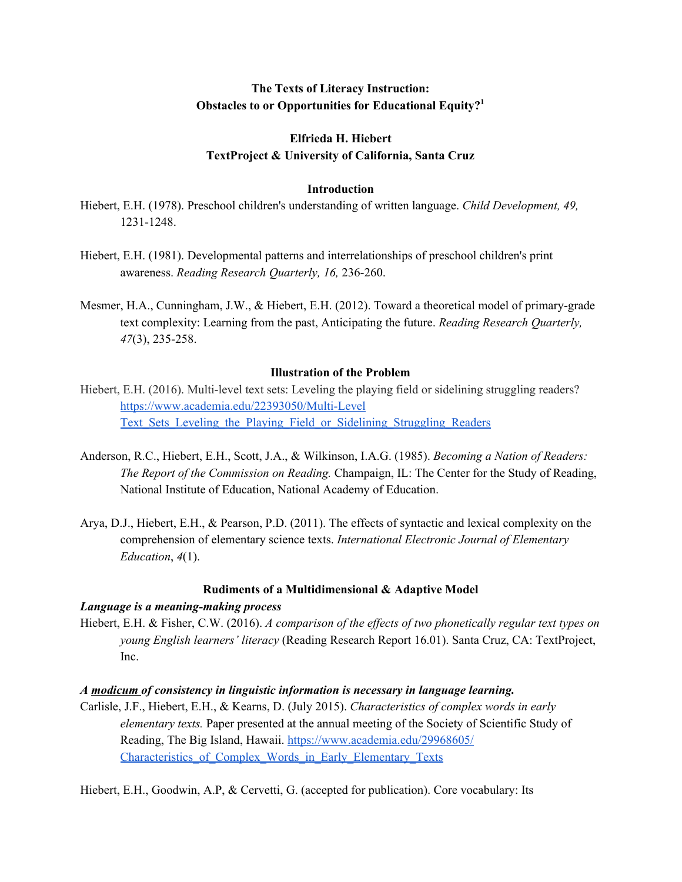# The Texts of Literacy Instruction: Obstacles to or Opportunities for Educational Equity?[1]

**Elfrieda H. Hiebert**
**TextProject & University of California, Santa Cruz**

## Introduction

Hiebert, E.H. (1978). Preschool children's understanding of written language. *Child Development, 49,* 1231-1248.

Hiebert, E.H. (1981). Developmental patterns and interrelationships of preschool children's print awareness. *Reading Research Quarterly, 16,* 236-260.

Mesmer, H.A., Cunningham, J.W., & Hiebert, E.H. (2012). Toward a theoretical model of primary-grade text complexity: Learning from the past, Anticipating the future. *Reading Research Quarterly, 47*(3), 235-258.

## Illustration of the Problem

Hiebert, E.H. (2016). Multi-level text sets: Leveling the playing field or sidelining struggling readers? https://www.academia.edu/22393050/Multi-Level Text_Sets_Leveling_the_Playing_Field_or_Sidelining_Struggling_Readers

Anderson, R.C., Hiebert, E.H., Scott, J.A., & Wilkinson, I.A.G. (1985). *Becoming a Nation of Readers: The Report of the Commission on Reading.* Champaign, IL: The Center for the Study of Reading, National Institute of Education, National Academy of Education.

Arya, D.J., Hiebert, E.H., & Pearson, P.D. (2011). The effects of syntactic and lexical complexity on the comprehension of elementary science texts. *International Electronic Journal of Elementary Education*, *4*(1).

## Rudiments of a Multidimensional & Adaptive Model

***Language is a meaning-making process***

Hiebert, E.H. & Fisher, C.W. (2016). *A comparison of the effects of two phonetically regular text types on young English learners' literacy* (Reading Research Report 16.01). Santa Cruz, CA: TextProject, Inc.

***A modicum of consistency in linguistic information is necessary in language learning.***

Carlisle, J.F., Hiebert, E.H., & Kearns, D. (July 2015). *Characteristics of complex words in early elementary texts.* Paper presented at the annual meeting of the Society of Scientific Study of Reading, The Big Island, Hawaii. https://www.academia.edu/29968605/Characteristics_of_Complex_Words_in_Early_Elementary_Texts

Hiebert, E.H., Goodwin, A.P, & Cervetti, G. (accepted for publication). Core vocabulary: Its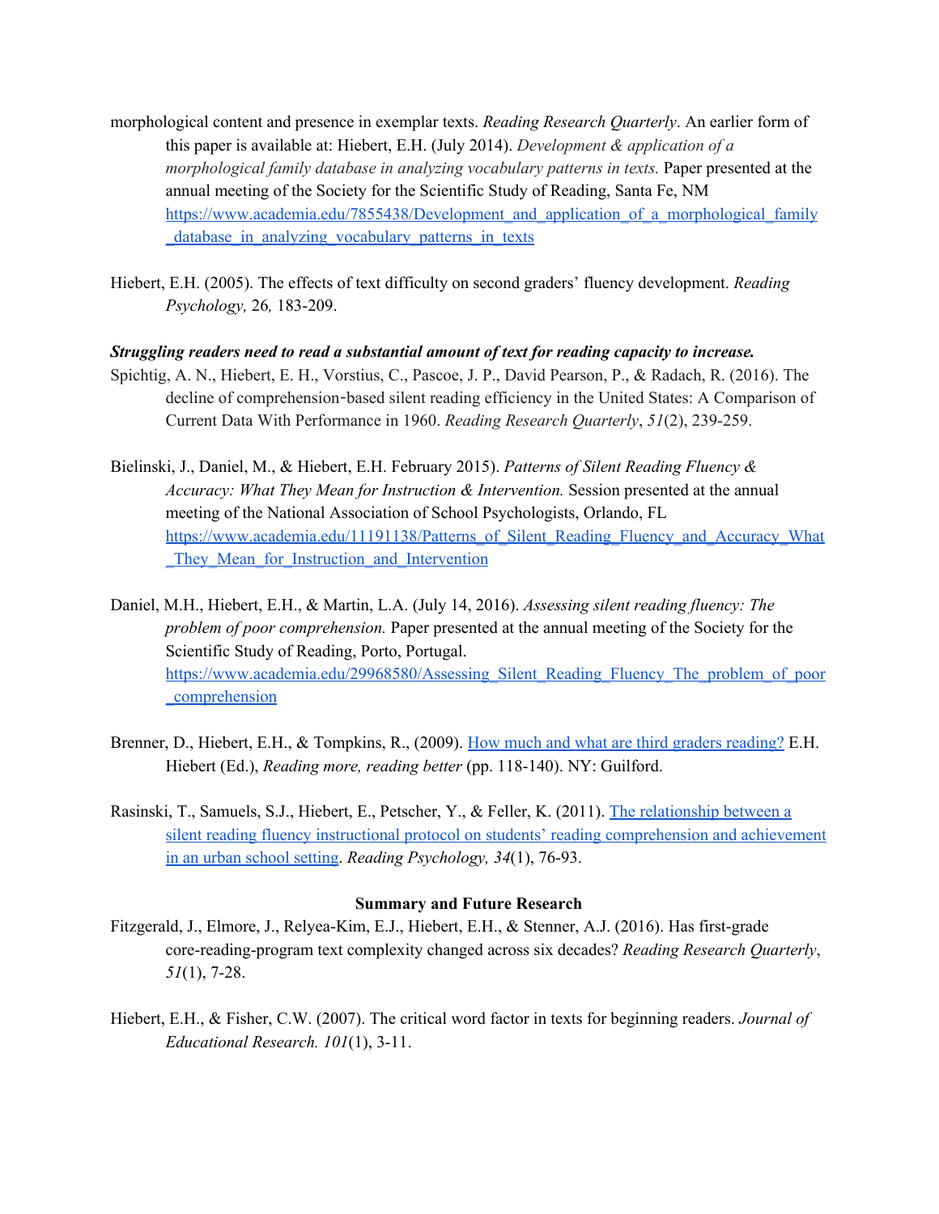morphological content and presence in exemplar texts. *Reading Research Quarterly*. An earlier form of this paper is available at: Hiebert, E.H. (July 2014). *Development & application of a morphological family database in analyzing vocabulary patterns in texts.* Paper presented at the annual meeting of the Society for the Scientific Study of Reading, Santa Fe, NM https://www.academia.edu/7855438/Development_and_application_of_a_morphological_family_database_in_analyzing_vocabulary_patterns_in_texts

Hiebert, E.H. (2005). The effects of text difficulty on second graders' fluency development. *Reading Psychology,* 26*,* 183-209.

***Struggling readers need to read a substantial amount of text for reading capacity to increase.***

Spichtig, A. N., Hiebert, E. H., Vorstius, C., Pascoe, J. P., David Pearson, P., & Radach, R. (2016). The decline of comprehension-based silent reading efficiency in the United States: A Comparison of Current Data With Performance in 1960. *Reading Research Quarterly*, *51*(2), 239-259.

Bielinski, J., Daniel, M., & Hiebert, E.H. February 2015). *Patterns of Silent Reading Fluency & Accuracy: What They Mean for Instruction & Intervention.* Session presented at the annual meeting of the National Association of School Psychologists, Orlando, FL https://www.academia.edu/11191138/Patterns_of_Silent_Reading_Fluency_and_Accuracy_What_They_Mean_for_Instruction_and_Intervention

Daniel, M.H., Hiebert, E.H., & Martin, L.A. (July 14, 2016). *Assessing silent reading fluency: The problem of poor comprehension.* Paper presented at the annual meeting of the Society for the Scientific Study of Reading, Porto, Portugal. https://www.academia.edu/29968580/Assessing_Silent_Reading_Fluency_The_problem_of_poor_comprehension

Brenner, D., Hiebert, E.H., & Tompkins, R., (2009). How much and what are third graders reading? E.H. Hiebert (Ed.), *Reading more, reading better* (pp. 118-140). NY: Guilford.

Rasinski, T., Samuels, S.J., Hiebert, E., Petscher, Y., & Feller, K. (2011). The relationship between a silent reading fluency instructional protocol on students' reading comprehension and achievement in an urban school setting. *Reading Psychology, 34*(1), 76-93.

**Summary and Future Research**

Fitzgerald, J., Elmore, J., Relyea-Kim, E.J., Hiebert, E.H., & Stenner, A.J. (2016). Has first-grade core-reading-program text complexity changed across six decades? *Reading Research Quarterly*, *51*(1), 7-28.

Hiebert, E.H., & Fisher, C.W. (2007). The critical word factor in texts for beginning readers. *Journal of Educational Research. 101*(1), 3-11.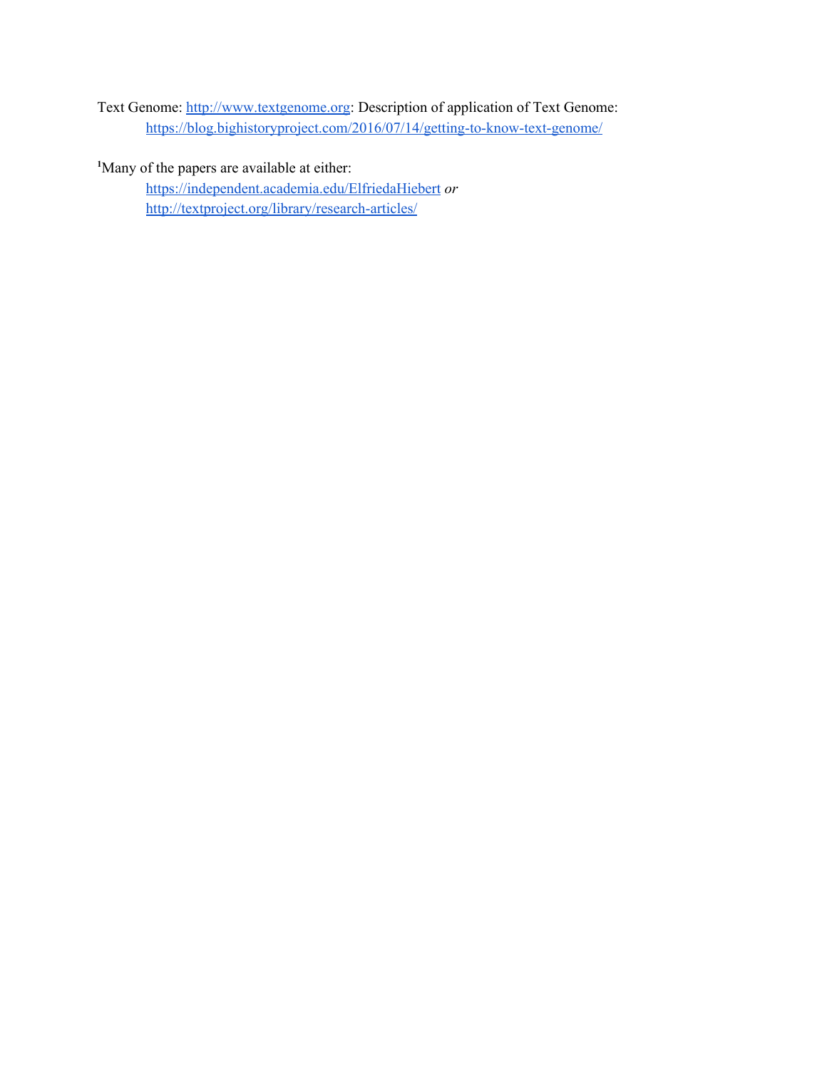Text Genome: http://www.textgenome.org: Description of application of Text Genome:
https://blog.bighistoryproject.com/2016/07/14/getting-to-know-text-genome/

[1]Many of the papers are available at either:
https://independent.academia.edu/ElfriedaHiebert *or*
http://textproject.org/library/research-articles/